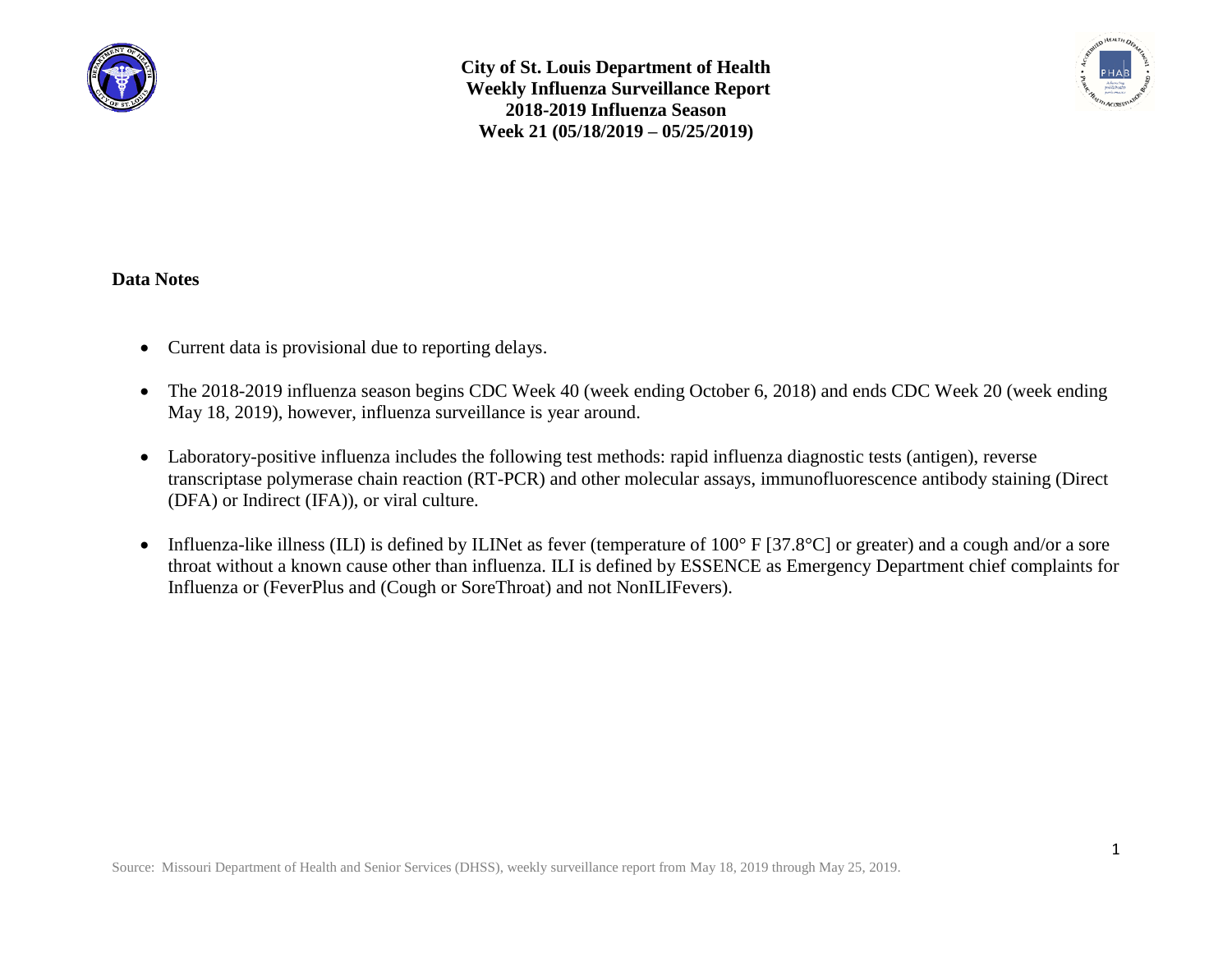# City of St. Louis Department of Health
## Weekly Influenza Surveillance Report
## 2018-2019 Influenza Season
## Week 21 (05/18/2019 – 05/25/2019)

### Data Notes

- Current data is provisional due to reporting delays.
- The 2018-2019 influenza season begins CDC Week 40 (week ending October 6, 2018) and ends CDC Week 20 (week ending May 18, 2019), however, influenza surveillance is year around.
- Laboratory-positive influenza includes the following test methods: rapid influenza diagnostic tests (antigen), reverse transcriptase polymerase chain reaction (RT-PCR) and other molecular assays, immunofluorescence antibody staining (Direct (DFA) or Indirect (IFA)), or viral culture.
- Influenza-like illness (ILI) is defined by ILINet as fever (temperature of 100° F [37.8°C] or greater) and a cough and/or a sore throat without a known cause other than influenza. ILI is defined by ESSENCE as Emergency Department chief complaints for Influenza or (FeverPlus and (Cough or SoreThroat) and not NonILIFevers).

Source: Missouri Department of Health and Senior Services (DHSS), weekly surveillance report from May 18, 2019 through May 25, 2019.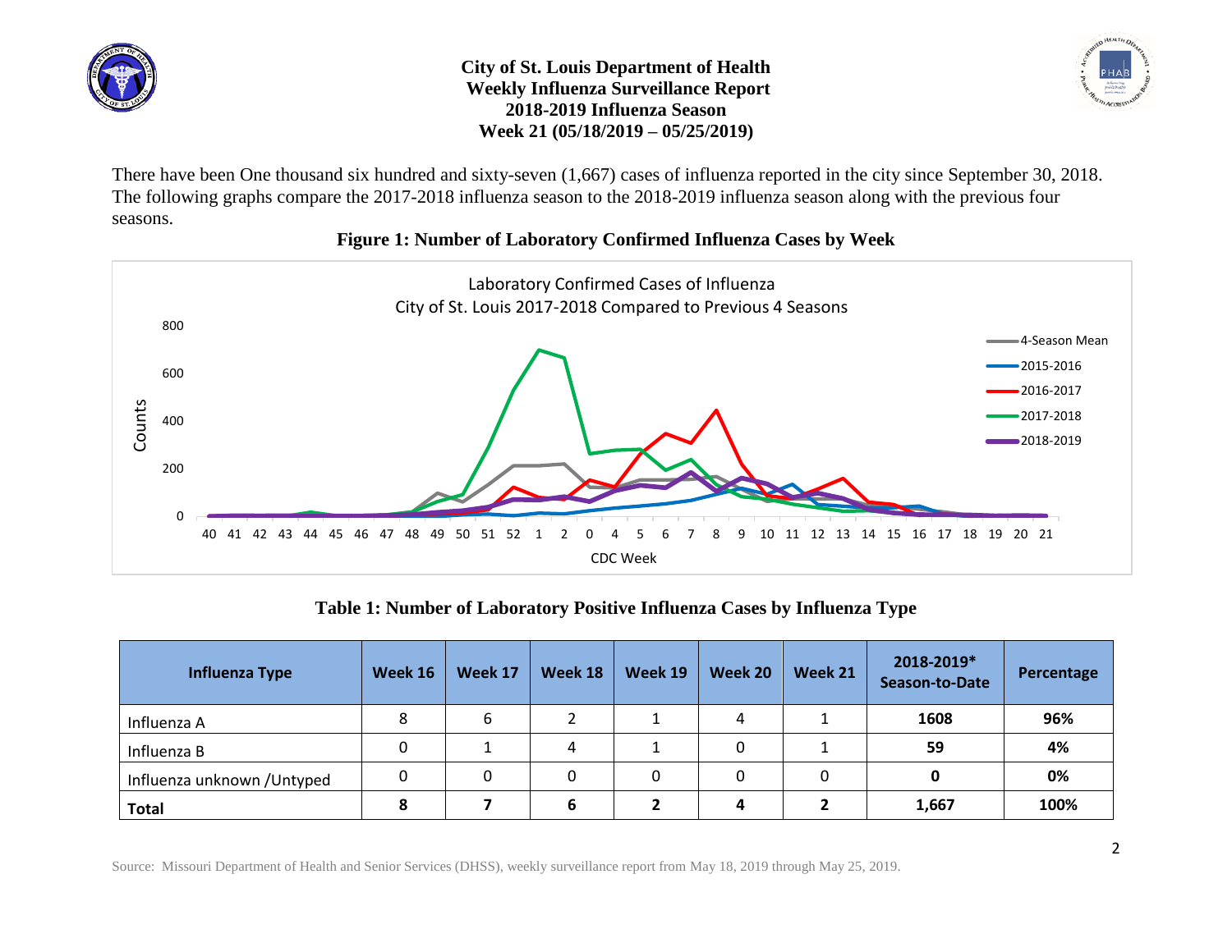# City of St. Louis Department of Health
## Weekly Influenza Surveillance Report
## 2018-2019 Influenza Season
## Week 21 (05/18/2019 – 05/25/2019)

There have been One thousand six hundred and sixty-seven (1,667) cases of influenza reported in the city since September 30, 2018. The following graphs compare the 2017-2018 influenza season to the 2018-2019 influenza season along with the previous four seasons.

**Figure 1: Number of Laboratory Confirmed Influenza Cases by Week**

Laboratory Confirmed Cases of Influenza
City of St. Louis 2017-2018 Compared to Previous 4 Seasons

**Table 1: Number of Laboratory Positive Influenza Cases by Influenza Type**

| Influenza Type | Week 16 | Week 17 | Week 18 | Week 19 | Week 20 | Week 21 | 2018-2019* Season-to-Date | Percentage |
|---|---|---|---|---|---|---|---|---|
| Influenza A | 8 | 6 | 2 | 1 | 4 | 1 | **1608** | **96%** |
| Influenza B | 0 | 1 | 4 | 1 | 0 | 1 | **59** | **4%** |
| Influenza unknown /Untyped | 0 | 0 | 0 | 0 | 0 | 0 | **0** | **0%** |
| **Total** | **8** | **7** | **6** | **2** | **4** | **2** | **1,667** | **100%** |

Source: Missouri Department of Health and Senior Services (DHSS), weekly surveillance report from May 18, 2019 through May 25, 2019.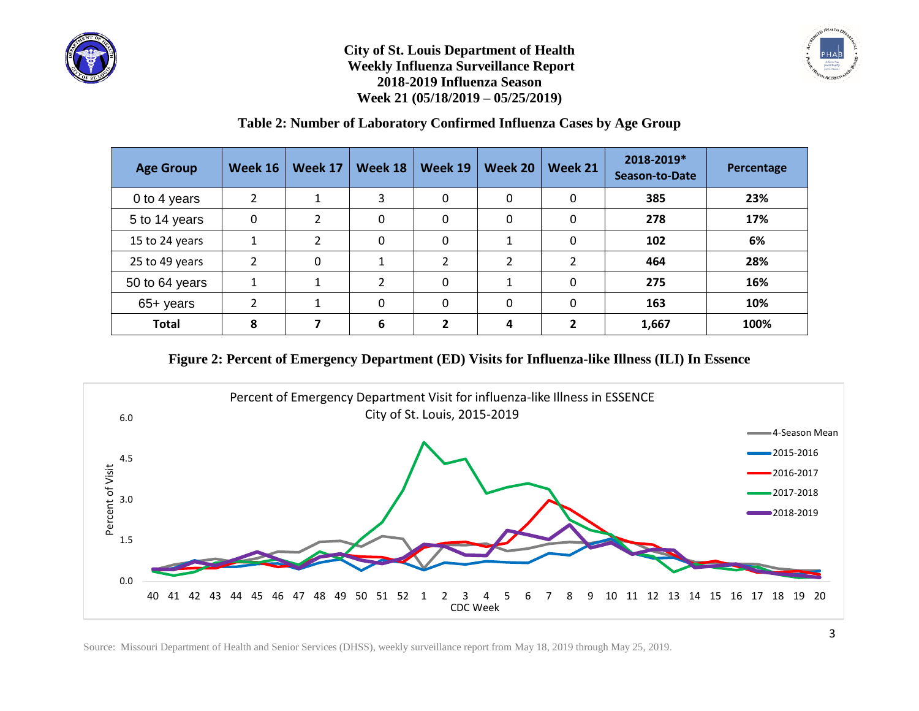# City of St. Louis Department of Health
## Weekly Influenza Surveillance Report
## 2018-2019 Influenza Season
## Week 21 (05/18/2019 – 05/25/2019)

### Table 2: Number of Laboratory Confirmed Influenza Cases by Age Group

| Age Group | Week 16 | Week 17 | Week 18 | Week 19 | Week 20 | Week 21 | 2018-2019* Season-to-Date | Percentage |
|---|---|---|---|---|---|---|---|---|
| 0 to 4 years | 2 | 1 | 3 | 0 | 0 | 0 | **385** | **23%** |
| 5 to 14 years | 0 | 2 | 0 | 0 | 0 | 0 | **278** | **17%** |
| 15 to 24 years | 1 | 2 | 0 | 0 | 1 | 0 | **102** | **6%** |
| 25 to 49 years | 2 | 0 | 1 | 2 | 2 | 2 | **464** | **28%** |
| 50 to 64 years | 1 | 1 | 2 | 0 | 1 | 0 | **275** | **16%** |
| 65+ years | 2 | 1 | 0 | 0 | 0 | 0 | **163** | **10%** |
| **Total** | **8** | **7** | **6** | **2** | **4** | **2** | **1,667** | **100%** |

### Figure 2: Percent of Emergency Department (ED) Visits for Influenza-like Illness (ILI) In Essence

Percent of Emergency Department Visit for influenza-like Illness in ESSENCE
City of St. Louis, 2015-2019

Source: Missouri Department of Health and Senior Services (DHSS), weekly surveillance report from May 18, 2019 through May 25, 2019.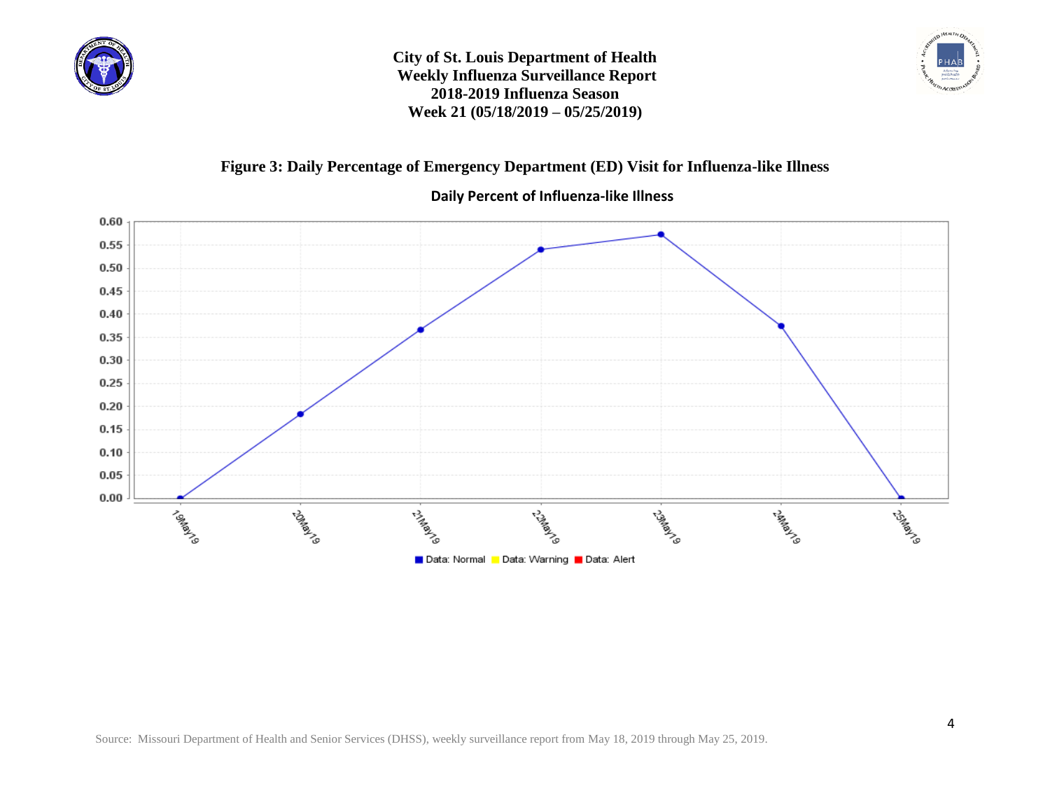# City of St. Louis Department of Health
## Weekly Influenza Surveillance Report
## 2018-2019 Influenza Season
## Week 21 (05/18/2019 – 05/25/2019)

**Figure 3: Daily Percentage of Emergency Department (ED) Visit for Influenza-like Illness**

**Daily Percent of Influenza-like Illness**

0.60
0.55
0.50
0.45
0.40
0.35
0.30
0.25
0.20
0.15
0.10
0.05
0.00

19May19
20May19
21May19
22May19
23May19
24May19
25May19

Data: Normal
Data: Warning
Data: Alert

Source: Missouri Department of Health and Senior Services (DHSS), weekly surveillance report from May 18, 2019 through May 25, 2019.